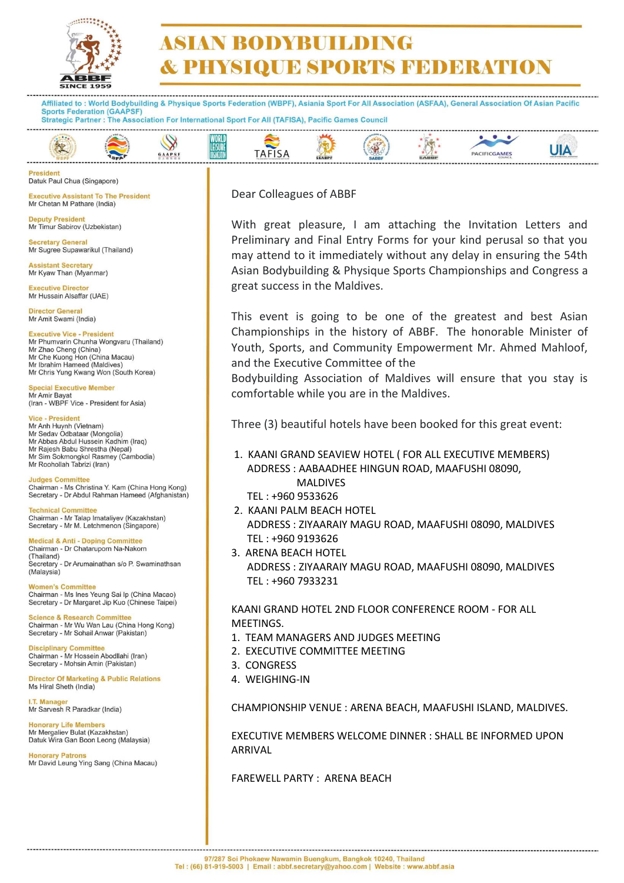# ASIAN BODYBUILDING & PHYSIQUE SPORTS FEDERATION

ABBF SINCE 1959

Affiliated to : World Bodybuilding & Physique Sports Federation (WBPF), Asiania Sport For All Association (ASFAA), General Association Of Asian Pacific Sports Federation (GAAPSF)
Strategic Partner : The Association For International Sport For All (TAFISA), Pacific Games Council

**President**
Datuk Paul Chua (Singapore)

**Executive Assistant To The President**
Mr Chetan M Pathare (India)

**Deputy President**
Mr Timur Sabirov (Uzbekistan)

**Secretary General**
Mr Sugree Supawarikul (Thailand)

**Assistant Secretary**
Mr Kyaw Than (Myanmar)

**Executive Director**
Mr Hussain Alsaffar (UAE)

**Director General**
Mr Amit Swami (India)

**Executive Vice - President**
Mr Phumvarin Chunha Wongvaru (Thailand)
Mr Zhao Cheng (China)
Mr Che Kuong Hon (China Macau)
Mr Ibrahim Hameed (Maldives)
Mr Chris Yung Kwang Won (South Korea)

**Special Executive Member**
Mr Amir Bayat
(Iran - WBPF Vice - President for Asia)

**Vice - President**
Mr Anh Huynh (Vietnam)
Mr Sedav Odbataar (Mongolia)
Mr Abbas Abdul Hussein Kadhim (Iraq)
Mr Rajesh Babu Shrestha (Nepal)
Mr Sim Sokmongkol Rasmey (Cambodia)
Mr Roohollah Tabrizi (Iran)

**Judges Committee**
Chairman - Ms Christina Y. Kam (China Hong Kong)
Secretary - Dr Abdul Rahman Hameed (Afghanistan)

**Technical Committee**
Chairman - Mr Talap Imataliyev (Kazakhstan)
Secretary - Mr M. Letchmenon (Singapore)

**Medical & Anti - Doping Committee**
Chairman - Dr Chataruporn Na-Nakorn (Thailand)
Secretary - Dr Arumainathan s/o P. Swaminathsan (Malaysia)

**Women's Committee**
Chairman - Ms Ines Yeung Sai Ip (China Macao)
Secretary - Dr Margaret Jip Kuo (Chinese Taipei)

**Science & Research Committee**
Chairman - Mr Wu Wan Lau (China Hong Kong)
Secretary - Mr Sohail Anwar (Pakistan)

**Disciplinary Committee**
Chairman - Mr Hossein Abodllahi (Iran)
Secretary - Mohsin Amin (Pakistan)

**Director Of Marketing & Public Relations**
Ms Hiral Sheth (India)

**I.T. Manager**
Mr Sarvesh R Paradkar (India)

**Honorary Life Members**
Mr Mergaliev Bulat (Kazakhstan)
Datuk Wira Gan Boon Leong (Malaysia)

**Honorary Patrons**
Mr David Leung Ying Sang (China Macau)

---

Dear Colleagues of ABBF

With great pleasure, I am attaching the Invitation Letters and Preliminary and Final Entry Forms for your kind perusal so that you may attend to it immediately without any delay in ensuring the 54th Asian Bodybuilding & Physique Sports Championships and Congress a great success in the Maldives.

This event is going to be one of the greatest and best Asian Championships in the history of ABBF. The honorable Minister of Youth, Sports, and Community Empowerment Mr. Ahmed Mahloof, and the Executive Committee of the Bodybuilding Association of Maldives will ensure that you stay is comfortable while you are in the Maldives.

Three (3) beautiful hotels have been booked for this great event:

1. KAANI GRAND SEAVIEW HOTEL ( FOR ALL EXECUTIVE MEMBERS)
   ADDRESS : AABAADHEE HINGUN ROAD, MAAFUSHI 08090, MALDIVES
   TEL : +960 9533626
2. KAANI PALM BEACH HOTEL
   ADDRESS : ZIYAARAIY MAGU ROAD, MAAFUSHI 08090, MALDIVES
   TEL : +960 9193626
3. ARENA BEACH HOTEL
   ADDRESS : ZIYAARAIY MAGU ROAD, MAAFUSHI 08090, MALDIVES
   TEL : +960 7933231

KAANI GRAND HOTEL 2ND FLOOR CONFERENCE ROOM - FOR ALL MEETINGS.

1. TEAM MANAGERS AND JUDGES MEETING
2. EXECUTIVE COMMITTEE MEETING
3. CONGRESS
4. WEIGHING-IN

CHAMPIONSHIP VENUE : ARENA BEACH, MAAFUSHI ISLAND, MALDIVES.

EXECUTIVE MEMBERS WELCOME DINNER : SHALL BE INFORMED UPON ARRIVAL

FAREWELL PARTY : ARENA BEACH

97/287 Soi Phokaew Nawamin Buengkum, Bangkok 10240, Thailand
Tel : (66) 81-919-5003 | Email : abbf.secretary@yahoo.com | Website : www.abbf.asia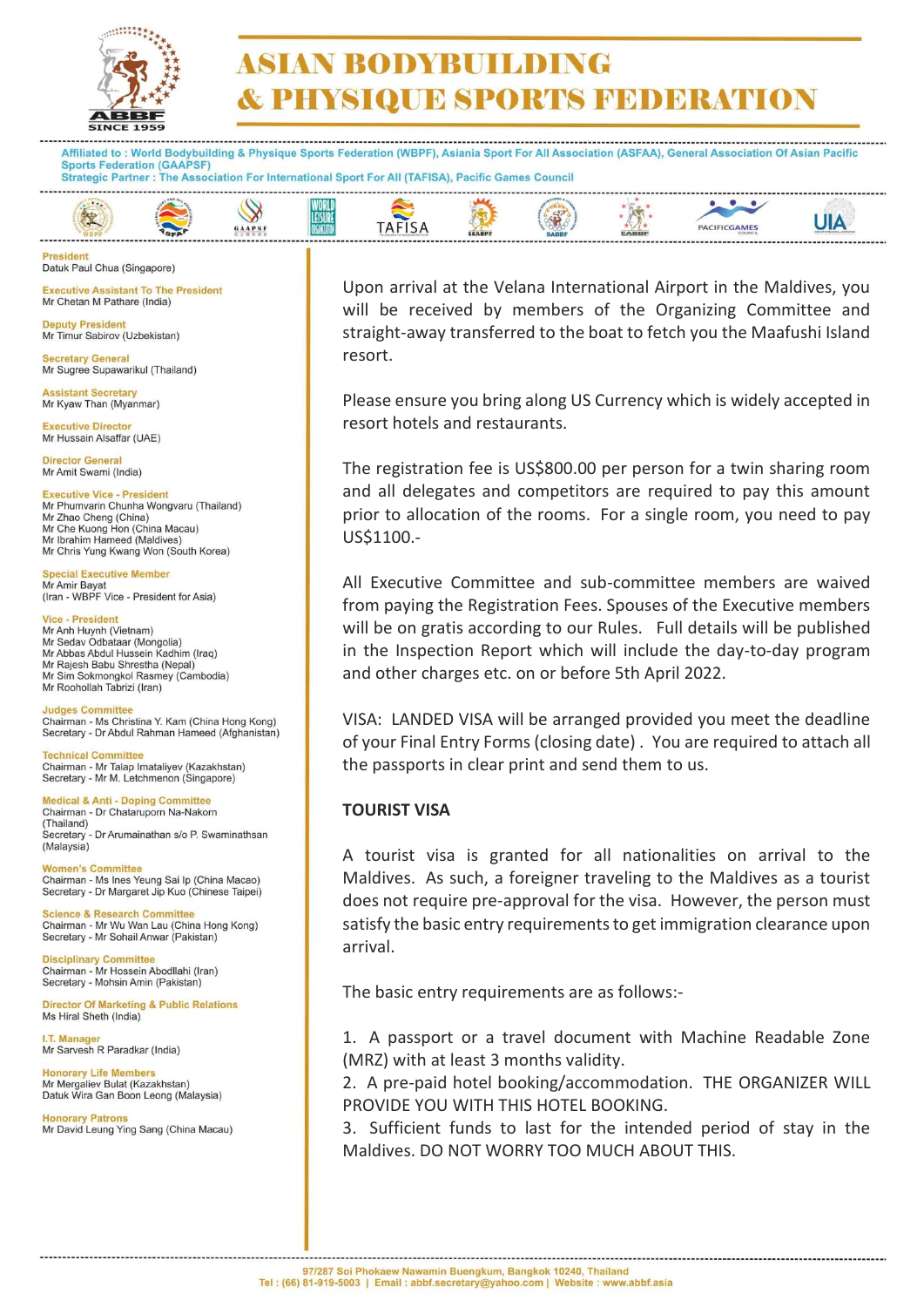# ASIAN BODYBUILDING & PHYSIQUE SPORTS FEDERATION

ABBF SINCE 1959

Affiliated to : World Bodybuilding & Physique Sports Federation (WBPF), Asiania Sport For All Association (ASFAA), General Association Of Asian Pacific Sports Federation (GAAPSF)
Strategic Partner : The Association For International Sport For All (TAFISA), Pacific Games Council

**President**
Datuk Paul Chua (Singapore)

**Executive Assistant To The President**
Mr Chetan M Pathare (India)

**Deputy President**
Mr Timur Sabirov (Uzbekistan)

**Secretary General**
Mr Sugree Supawarikul (Thailand)

**Assistant Secretary**
Mr Kyaw Than (Myanmar)

**Executive Director**
Mr Hussain Alsaffar (UAE)

**Director General**
Mr Amit Swami (India)

**Executive Vice - President**
Mr Phumvarin Chunha Wongvaru (Thailand)
Mr Zhao Cheng (China)
Mr Che Kuong Hon (China Macau)
Mr Ibrahim Hameed (Maldives)
Mr Chris Yung Kwang Won (South Korea)

**Special Executive Member**
Mr Amir Bayat
(Iran - WBPF Vice - President for Asia)

**Vice - President**
Mr Anh Huynh (Vietnam)
Mr Sedav Odbataar (Mongolia)
Mr Abbas Abdul Hussein Kadhim (Iraq)
Mr Rajesh Babu Shrestha (Nepal)
Mr Sim Sokmongkol Rasmey (Cambodia)
Mr Roohollah Tabrizi (Iran)

**Judges Committee**
Chairman - Ms Christina Y. Kam (China Hong Kong)
Secretary - Dr Abdul Rahman Hameed (Afghanistan)

**Technical Committee**
Chairman - Mr Talap Imataliyev (Kazakhstan)
Secretary - Mr M. Letchmenon (Singapore)

**Medical & Anti - Doping Committee**
Chairman - Dr Chatarupom Na-Nakorn (Thailand)
Secretary - Dr Arumainathan s/o P. Swaminathsan (Malaysia)

**Women's Committee**
Chairman - Ms Ines Yeung Sai Ip (China Macao)
Secretary - Dr Margaret Jip Kuo (Chinese Taipei)

**Science & Research Committee**
Chairman - Mr Wu Wan Lau (China Hong Kong)
Secretary - Mr Sohail Anwar (Pakistan)

**Disciplinary Committee**
Chairman - Mr Hossein Abodllahi (Iran)
Secretary - Mohsin Amin (Pakistan)

**Director Of Marketing & Public Relations**
Ms Hiral Sheth (India)

**I.T. Manager**
Mr Sarvesh R Paradkar (India)

**Honorary Life Members**
Mr Mergaliev Bulat (Kazakhstan)
Datuk Wira Gan Boon Leong (Malaysia)

**Honorary Patrons**
Mr David Leung Ying Sang (China Macau)

Upon arrival at the Velana International Airport in the Maldives, you will be received by members of the Organizing Committee and straight-away transferred to the boat to fetch you the Maafushi Island resort.

Please ensure you bring along US Currency which is widely accepted in resort hotels and restaurants.

The registration fee is US$800.00 per person for a twin sharing room and all delegates and competitors are required to pay this amount prior to allocation of the rooms. For a single room, you need to pay US$1100.-

All Executive Committee and sub-committee members are waived from paying the Registration Fees. Spouses of the Executive members will be on gratis according to our Rules. Full details will be published in the Inspection Report which will include the day-to-day program and other charges etc. on or before 5th April 2022.

VISA: LANDED VISA will be arranged provided you meet the deadline of your Final Entry Forms (closing date) . You are required to attach all the passports in clear print and send them to us.

**TOURIST VISA**

A tourist visa is granted for all nationalities on arrival to the Maldives. As such, a foreigner traveling to the Maldives as a tourist does not require pre-approval for the visa. However, the person must satisfy the basic entry requirements to get immigration clearance upon arrival.

The basic entry requirements are as follows:-

1. A passport or a travel document with Machine Readable Zone (MRZ) with at least 3 months validity.
2. A pre-paid hotel booking/accommodation. THE ORGANIZER WILL PROVIDE YOU WITH THIS HOTEL BOOKING.
3. Sufficient funds to last for the intended period of stay in the Maldives. DO NOT WORRY TOO MUCH ABOUT THIS.

97/287 Soi Phokaew Nawamin Buengkum, Bangkok 10240, Thailand
Tel : (66) 81-919-5003 | Email : abbf.secretary@yahoo.com | Website : www.abbf.asia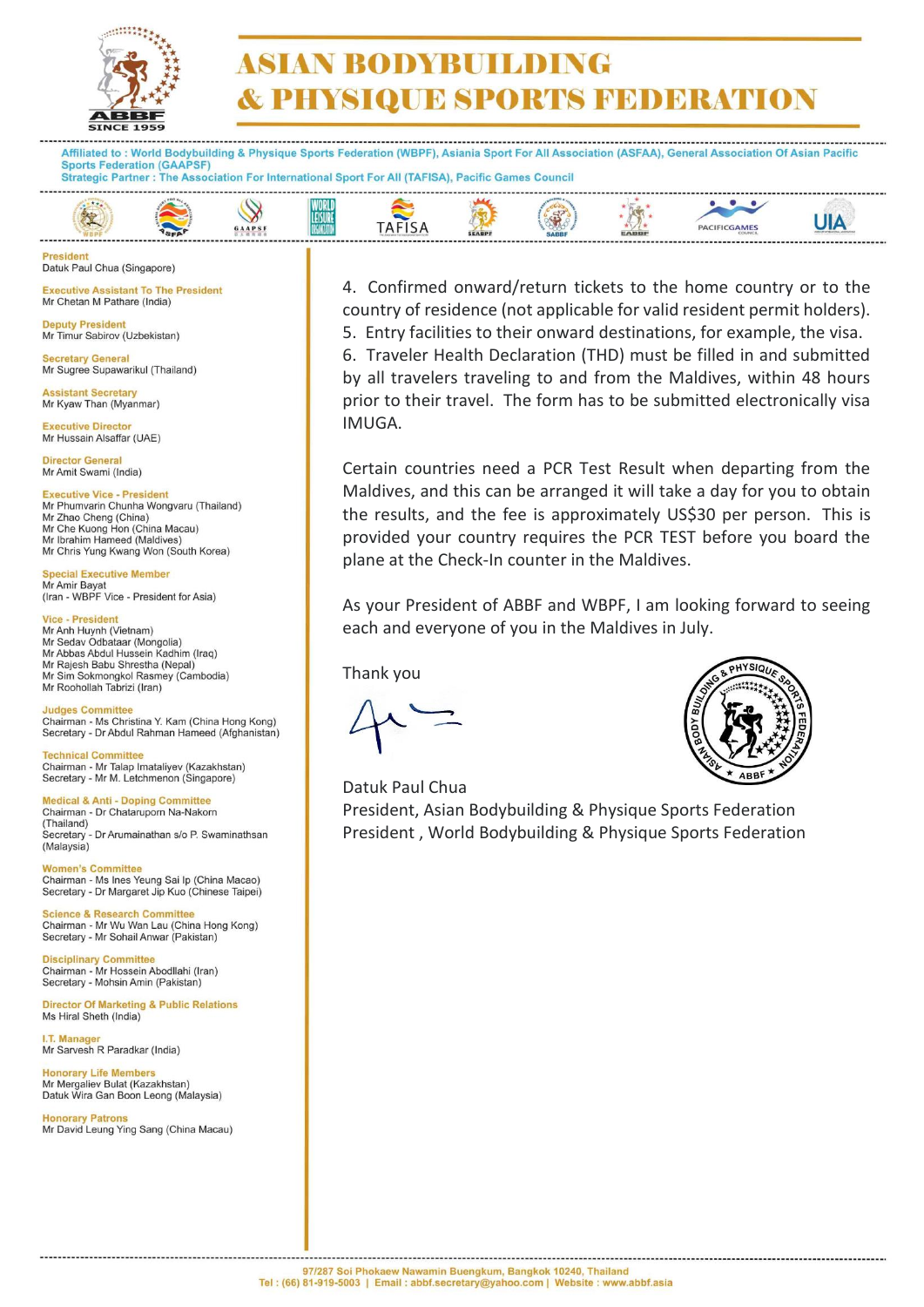# ASIAN BODYBUILDING & PHYSIQUE SPORTS FEDERATION

Affiliated to : World Bodybuilding & Physique Sports Federation (WBPF), Asiania Sport For All Association (ASFAA), General Association Of Asian Pacific Sports Federation (GAAPSF)
Strategic Partner : The Association For International Sport For All (TAFISA), Pacific Games Council

**President**
Datuk Paul Chua (Singapore)

**Executive Assistant To The President**
Mr Chetan M Pathare (India)

**Deputy President**
Mr Timur Sabirov (Uzbekistan)

**Secretary General**
Mr Sugree Supawarikul (Thailand)

**Assistant Secretary**
Mr Kyaw Than (Myanmar)

**Executive Director**
Mr Hussain Alsaffar (UAE)

**Director General**
Mr Amit Swami (India)

**Executive Vice - President**
Mr Phumvarin Chunha Wongvaru (Thailand)
Mr Zhao Cheng (China)
Mr Che Kuong Hon (China Macau)
Mr Ibrahim Hameed (Maldives)
Mr Chris Yung Kwang Won (South Korea)

**Special Executive Member**
Mr Amir Bayat
(Iran - WBPF Vice - President for Asia)

**Vice - President**
Mr Anh Huynh (Vietnam)
Mr Sedav Odbataar (Mongolia)
Mr Abbas Abdul Hussein Kadhim (Iraq)
Mr Rajesh Babu Shrestha (Nepal)
Mr Sim Sokmongkol Rasmey (Cambodia)
Mr Roohollah Tabrizi (Iran)

**Judges Committee**
Chairman - Ms Christina Y. Kam (China Hong Kong)
Secretary - Dr Abdul Rahman Hameed (Afghanistan)

**Technical Committee**
Chairman - Mr Talap Imataliyev (Kazakhstan)
Secretary - Mr M. Letchmenon (Singapore)

**Medical & Anti - Doping Committee**
Chairman - Dr Chatarupom Na-Nakorn (Thailand)
Secretary - Dr Arumainathan s/o P. Swaminathsan (Malaysia)

**Women's Committee**
Chairman - Ms Ines Yeung Sai Ip (China Macao)
Secretary - Dr Margaret Jip Kuo (Chinese Taipei)

**Science & Research Committee**
Chairman - Mr Wu Wan Lau (China Hong Kong)
Secretary - Mr Sohail Anwar (Pakistan)

**Disciplinary Committee**
Chairman - Mr Hossein Abodllahi (Iran)
Secretary - Mohsin Amin (Pakistan)

**Director Of Marketing & Public Relations**
Ms Hiral Sheth (India)

**I.T. Manager**
Mr Sarvesh R Paradkar (India)

**Honorary Life Members**
Mr Mergaliev Bulat (Kazakhstan)
Datuk Wira Gan Boon Leong (Malaysia)

**Honorary Patrons**
Mr David Leung Ying Sang (China Macau)

4. Confirmed onward/return tickets to the home country or to the country of residence (not applicable for valid resident permit holders).
5. Entry facilities to their onward destinations, for example, the visa.
6. Traveler Health Declaration (THD) must be filled in and submitted by all travelers traveling to and from the Maldives, within 48 hours prior to their travel. The form has to be submitted electronically visa IMUGA.

Certain countries need a PCR Test Result when departing from the Maldives, and this can be arranged it will take a day for you to obtain the results, and the fee is approximately US$30 per person. This is provided your country requires the PCR TEST before you board the plane at the Check-In counter in the Maldives.

As your President of ABBF and WBPF, I am looking forward to seeing each and everyone of you in the Maldives in July.

Thank you

Datuk Paul Chua
President, Asian Bodybuilding & Physique Sports Federation
President , World Bodybuilding & Physique Sports Federation

97/287 Soi Phokaew Nawamin Buengkum, Bangkok 10240, Thailand
Tel : (66) 81-919-5003 | Email : abbf.secretary@yahoo.com | Website : www.abbf.asia